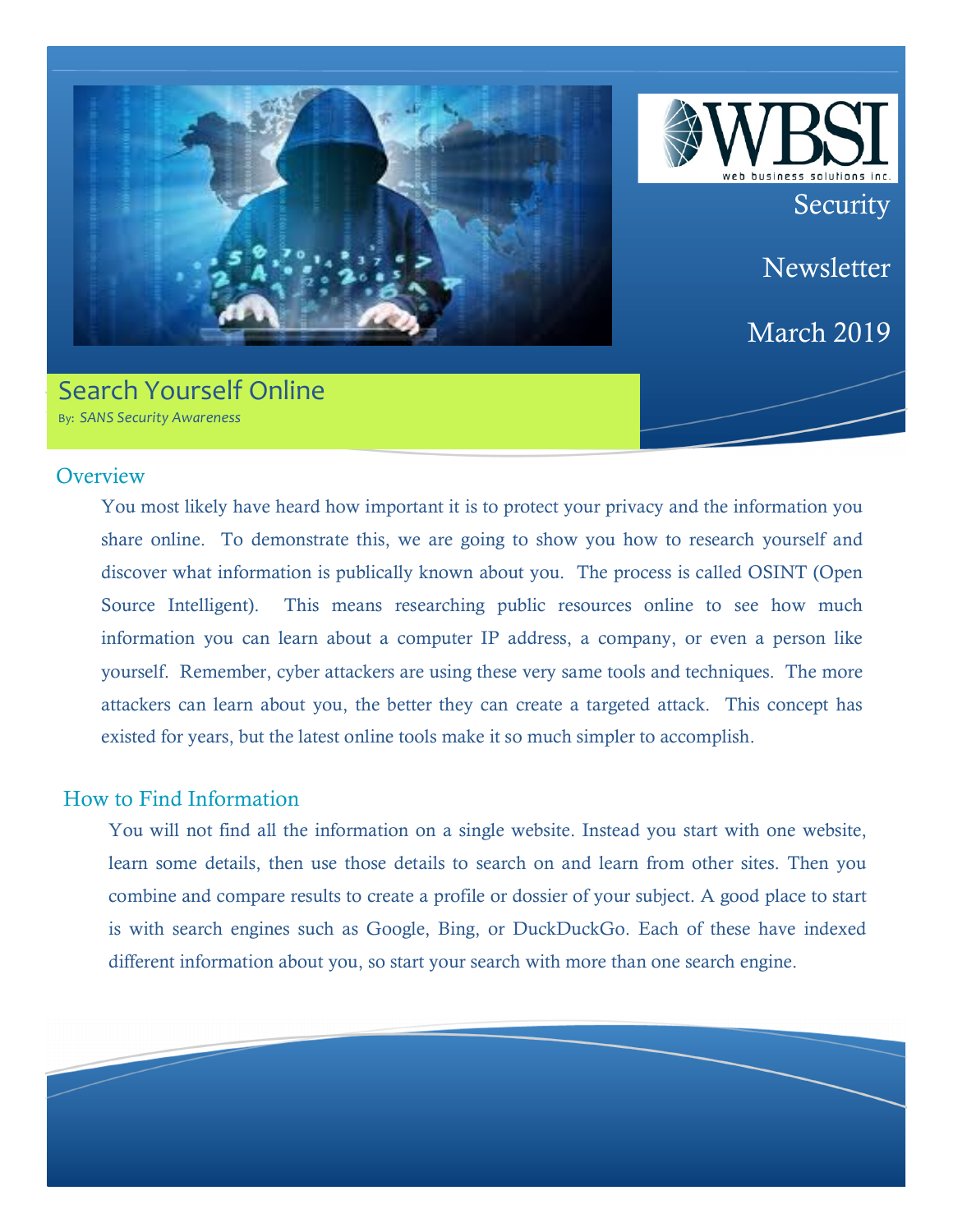Security

Newsletter

March 2019

# Search Yourself Online

By: *SANS Security Awareness*

## Overview

You most likely have heard how important it is to protect your privacy and the information you share online. To demonstrate this, we are going to show you how to research yourself and discover what information is publically known about you. The process is called OSINT (Open Source Intelligent). This means researching public resources online to see how much information you can learn about a computer IP address, a company, or even a person like yourself. Remember, cyber attackers are using these very same tools and techniques. The more attackers can learn about you, the better they can create a targeted attack. This concept has existed for years, but the latest online tools make it so much simpler to accomplish.

## How to Find Information

You will not find all the information on a single website. Instead you start with one website, learn some details, then use those details to search on and learn from other sites. Then you combine and compare results to create a profile or dossier of your subject. A good place to start is with search engines such as Google, Bing, or DuckDuckGo. Each of these have indexed different information about you, so start your search with more than one search engine.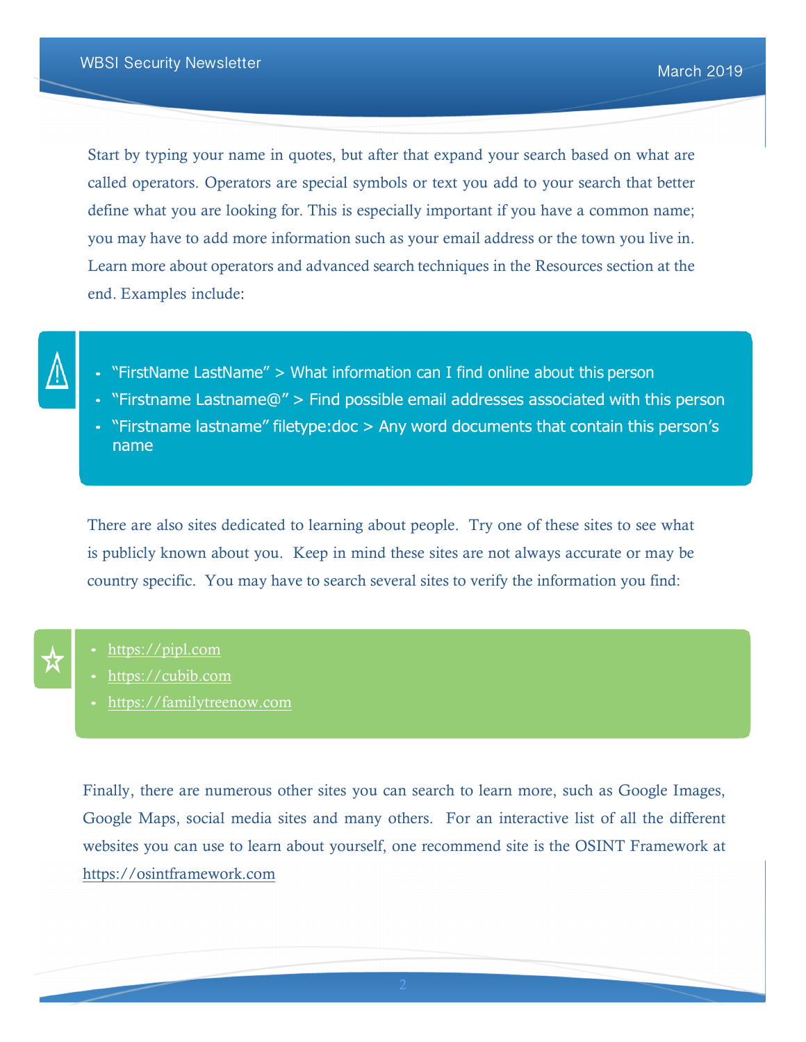Start by typing your name in quotes, but after that expand your search based on what are called operators. Operators are special symbols or text you add to your search that better define what you are looking for. This is especially important if you have a common name; you may have to add more information such as your email address or the town you live in. Learn more about operators and advanced search techniques in the Resources section at the end. Examples include:

- "FirstName LastName" > What information can I find online about this person
- "Firstname Lastname@" > Find possible email addresses associated with this person
- "Firstname lastname" filetype:doc > Any word documents that contain this person's name

There are also sites dedicated to learning about people. Try one of these sites to see what is publicly known about you. Keep in mind these sites are not always accurate or may be country specific. You may have to search several sites to verify the information you find:

- https://pipl.com
- https://cubib.com
- https://familytreenow.com

Finally, there are numerous other sites you can search to learn more, such as Google Images, Google Maps, social media sites and many others. For an interactive list of all the different websites you can use to learn about yourself, one recommend site is the OSINT Framework at https://osintframework.com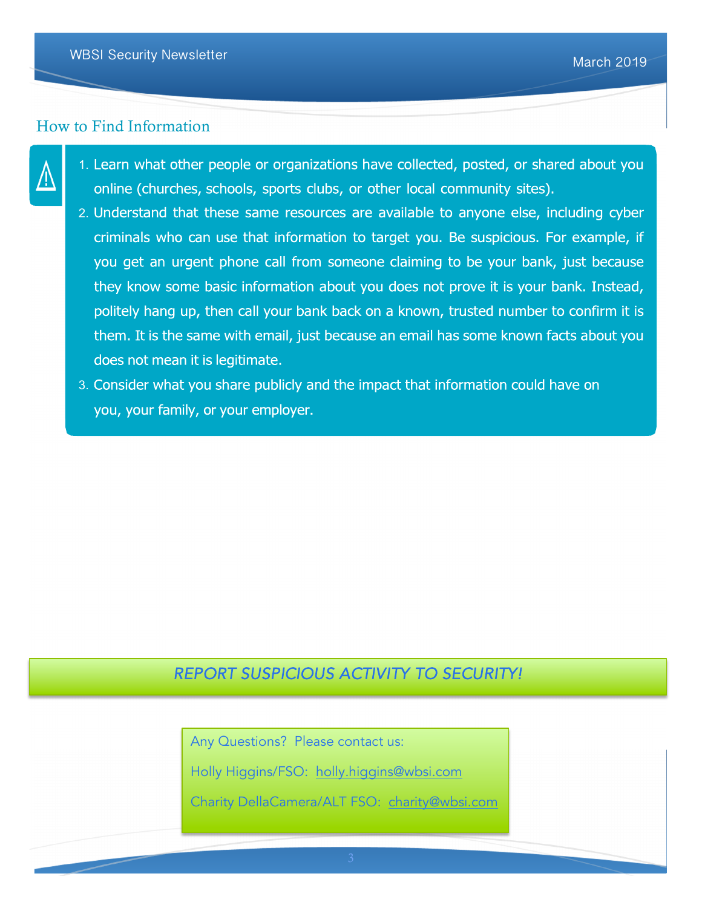## How to Find Information

1. Learn what other people or organizations have collected, posted, or shared about you online (churches, schools, sports clubs, or other local community sites).
2. Understand that these same resources are available to anyone else, including cyber criminals who can use that information to target you. Be suspicious. For example, if you get an urgent phone call from someone claiming to be your bank, just because they know some basic information about you does not prove it is your bank. Instead, politely hang up, then call your bank back on a known, trusted number to confirm it is them. It is the same with email, just because an email has some known facts about you does not mean it is legitimate.
3. Consider what you share publicly and the impact that information could have on you, your family, or your employer.

*REPORT SUSPICIOUS ACTIVITY TO SECURITY!*

Any Questions? Please contact us:

Holly Higgins/FSO: holly.higgins@wbsi.com

Charity DellaCamera/ALT FSO: charity@wbsi.com